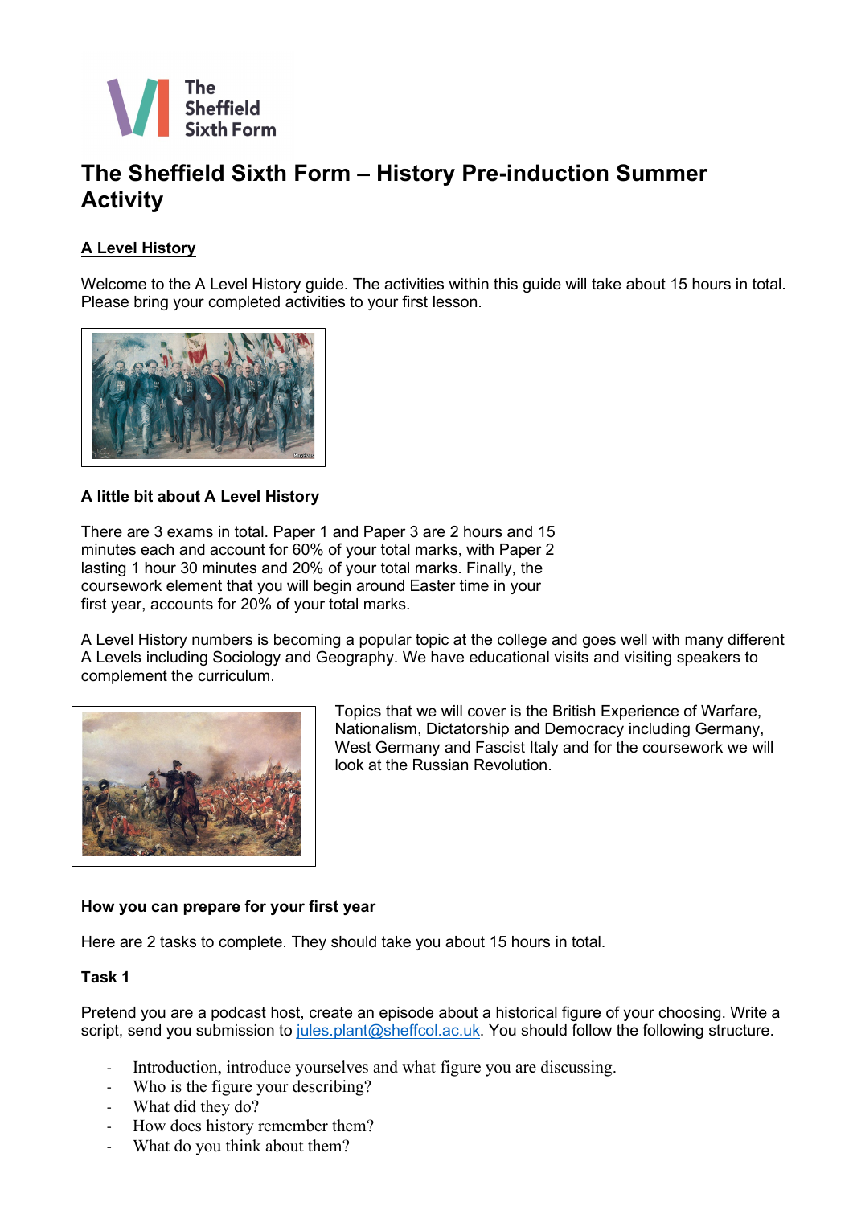The Sheffield Sixth Form

# The Sheffield Sixth Form – History Pre-induction Summer Activity

## A Level History

Welcome to the A Level History guide. The activities within this guide will take about 15 hours in total. Please bring your completed activities to your first lesson.

### A little bit about A Level History

There are 3 exams in total. Paper 1 and Paper 3 are 2 hours and 15 minutes each and account for 60% of your total marks, with Paper 2 lasting 1 hour 30 minutes and 20% of your total marks. Finally, the coursework element that you will begin around Easter time in your first year, accounts for 20% of your total marks.

A Level History numbers is becoming a popular topic at the college and goes well with many different A Levels including Sociology and Geography. We have educational visits and visiting speakers to complement the curriculum.

Topics that we will cover is the British Experience of Warfare, Nationalism, Dictatorship and Democracy including Germany, West Germany and Fascist Italy and for the coursework we will look at the Russian Revolution.

### How you can prepare for your first year

Here are 2 tasks to complete. They should take you about 15 hours in total.

### Task 1

Pretend you are a podcast host, create an episode about a historical figure of your choosing. Write a script, send you submission to jules.plant@sheffcol.ac.uk. You should follow the following structure.

- Introduction, introduce yourselves and what figure you are discussing.
- Who is the figure your describing?
- What did they do?
- How does history remember them?
- What do you think about them?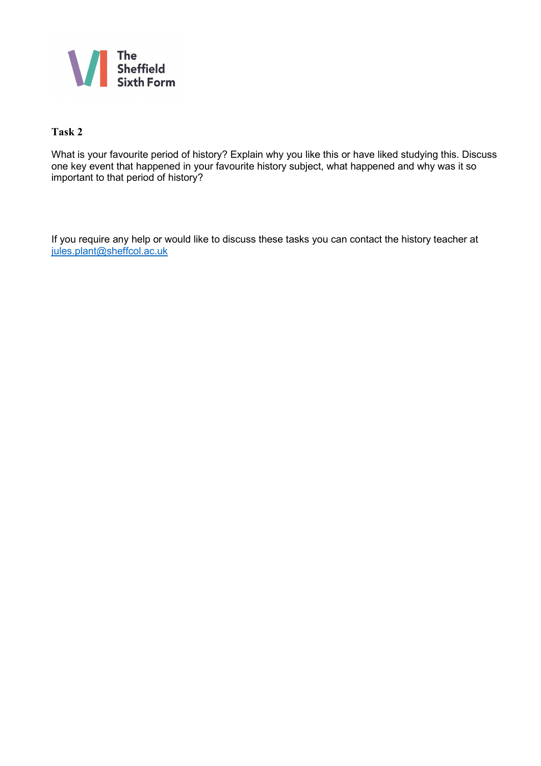The Sheffield Sixth Form

**Task 2**

What is your favourite period of history? Explain why you like this or have liked studying this. Discuss one key event that happened in your favourite history subject, what happened and why was it so important to that period of history?

If you require any help or would like to discuss these tasks you can contact the history teacher at [jules.plant@sheffcol.ac.uk](mailto:jules.plant@sheffcol.ac.uk)